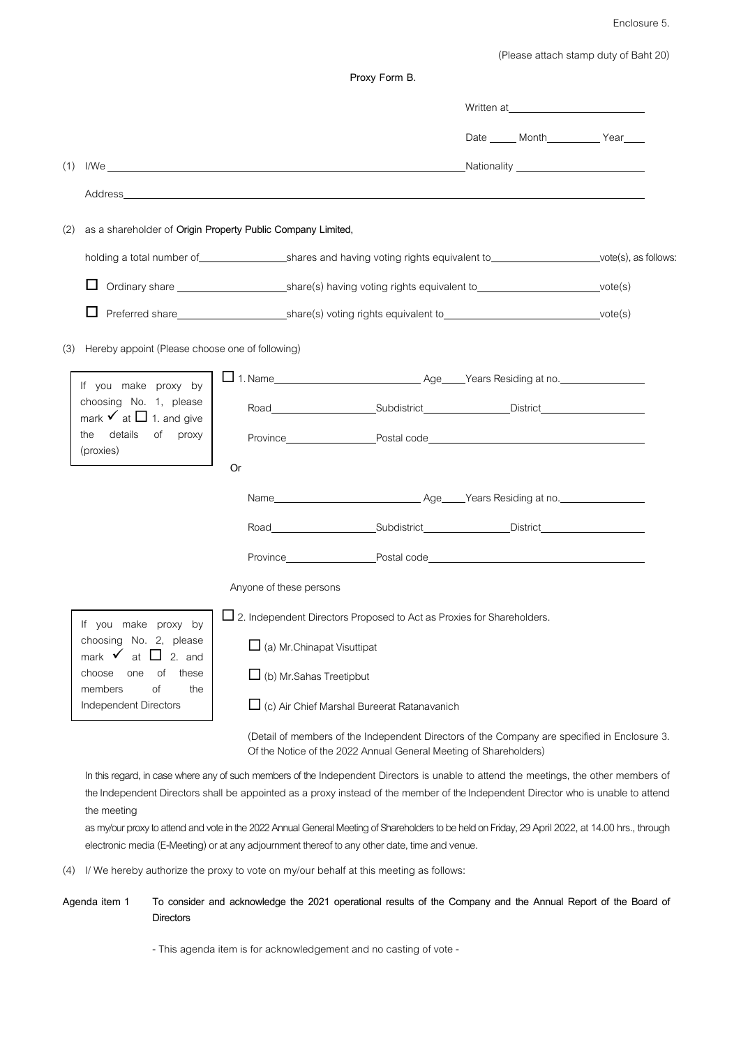Enclosure 5.

(Please attach stamp duty of Baht 20)

**Proxy Form B.**

Written at\_\_\_\_\_\_\_\_\_\_\_\_\_\_\_\_\_\_\_\_\_\_

Date \_\_\_\_\_ Month\_\_\_\_\_\_\_\_\_\_ Year\_\_\_\_

(1) I/We \_\_\_\_\_\_\_\_\_\_\_\_\_\_\_\_\_\_\_\_\_\_\_\_\_\_\_\_\_\_\_\_\_\_\_\_\_\_\_\_\_\_\_\_\_\_\_\_\_\_\_\_\_\_\_\_\_\_\_\_ Nationality \_\_\_\_\_\_\_\_\_\_\_\_\_\_\_\_\_\_\_\_\_\_

Address\_\_\_\_\_\_\_\_\_\_\_\_\_\_\_\_\_\_\_\_\_\_\_\_\_\_\_\_\_\_\_\_\_\_\_\_\_\_\_\_\_\_\_\_\_\_\_\_\_\_\_\_\_\_\_\_\_\_\_\_\_\_\_\_\_\_\_\_\_\_\_\_\_\_\_\_\_\_\_\_\_\_

(2) as a shareholder of **Origin Property Public Company Limited,**

holding a total number of\_\_\_\_\_\_\_\_\_\_\_\_\_\_\_\_shares and having voting rights equivalent to\_\_\_\_\_\_\_\_\_\_\_\_\_\_\_\_\_\_\_\_vote(s), as follows:

☐ Ordinary share \_\_\_\_\_\_\_\_\_\_\_\_\_\_\_\_\_\_\_\_share(s) having voting rights equivalent to\_\_\_\_\_\_\_\_\_\_\_\_\_\_\_\_\_\_\_\_\_\_vote(s)

☐ Preferred share\_\_\_\_\_\_\_\_\_\_\_\_\_\_\_\_\_\_\_\_share(s) voting rights equivalent to\_\_\_\_\_\_\_\_\_\_\_\_\_\_\_\_\_\_\_\_\_\_\_\_\_\_\_vote(s)

(3) Hereby appoint (Please choose one of following)

> If you make proxy by choosing No. 1, please mark ✓ at ☐ 1. and give the details of proxy (proxies)

☐ 1. Name\_\_\_\_\_\_\_\_\_\_\_\_\_\_\_\_\_\_\_\_\_\_\_\_\_\_\_\_ Age\_\_\_\_Years Residing at no.\_\_\_\_\_\_\_\_\_\_\_\_\_\_\_\_

Road\_\_\_\_\_\_\_\_\_\_\_\_\_\_\_\_\_\_\_\_Subdistrict\_\_\_\_\_\_\_\_\_\_\_\_\_\_\_\_District\_\_\_\_\_\_\_\_\_\_\_\_\_\_\_\_\_\_\_\_

Province\_\_\_\_\_\_\_\_\_\_\_\_\_\_\_\_\_Postal code\_\_\_\_\_\_\_\_\_\_\_\_\_\_\_\_\_\_\_\_\_\_\_\_\_\_\_\_\_\_\_\_\_\_\_\_\_\_\_\_\_\_\_

Or

Name\_\_\_\_\_\_\_\_\_\_\_\_\_\_\_\_\_\_\_\_\_\_\_\_\_\_\_\_ Age\_\_\_\_Years Residing at no.\_\_\_\_\_\_\_\_\_\_\_\_\_\_\_\_

Road\_\_\_\_\_\_\_\_\_\_\_\_\_\_\_\_\_\_\_\_Subdistrict\_\_\_\_\_\_\_\_\_\_\_\_\_\_\_\_District\_\_\_\_\_\_\_\_\_\_\_\_\_\_\_\_\_\_\_\_

Province\_\_\_\_\_\_\_\_\_\_\_\_\_\_\_\_\_Postal code\_\_\_\_\_\_\_\_\_\_\_\_\_\_\_\_\_\_\_\_\_\_\_\_\_\_\_\_\_\_\_\_\_\_\_\_\_\_\_\_\_\_\_

Anyone of these persons

> If you make proxy by choosing No. 2, please mark ✓ at ☐ 2. and choose one of these members of the Independent Directors

☐ 2. Independent Directors Proposed to Act as Proxies for Shareholders.

☐ (a) Mr.Chinapat Visuttipat

☐ (b) Mr.Sahas Treetipbut

☐ (c) Air Chief Marshal Bureerat Ratanavanich

(Detail of members of the Independent Directors of the Company are specified in Enclosure 3. Of the Notice of the 2022 Annual General Meeting of Shareholders)

In this regard, in case where any of such members of the Independent Directors is unable to attend the meetings, the other members of the Independent Directors shall be appointed as a proxy instead of the member of the Independent Director who is unable to attend the meeting

as my/our proxy to attend and vote in the 2022 Annual General Meeting of Shareholders to be held on Friday, 29 April 2022, at 14.00 hrs., through electronic media (E-Meeting) or at any adjournment thereof to any other date, time and venue.

(4) I/ We hereby authorize the proxy to vote on my/our behalf at this meeting as follows:

**Agenda item 1 To consider and acknowledge the 2021 operational results of the Company and the Annual Report of the Board of Directors**

- This agenda item is for acknowledgement and no casting of vote -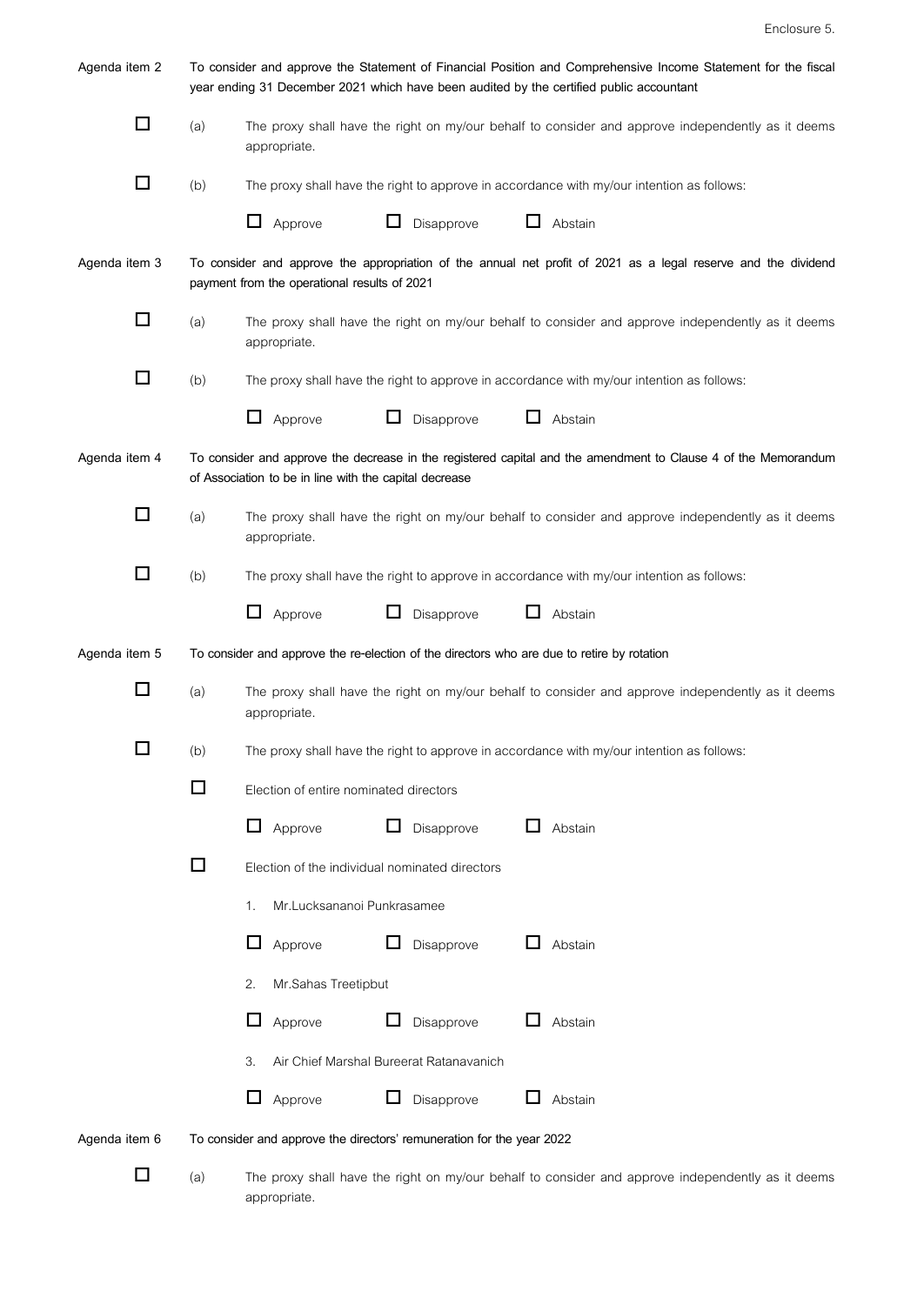Enclosure 5.

**Agenda item 2** **To consider and approve the Statement of Financial Position and Comprehensive Income Statement for the fiscal year ending 31 December 2021 which have been audited by the certified public accountant**

☐ (a) The proxy shall have the right on my/our behalf to consider and approve independently as it deems appropriate.

☐ (b) The proxy shall have the right to approve in accordance with my/our intention as follows:

☐ Approve ☐ Disapprove ☐ Abstain

**Agenda item 3** **To consider and approve the appropriation of the annual net profit of 2021 as a legal reserve and the dividend payment from the operational results of 2021**

☐ (a) The proxy shall have the right on my/our behalf to consider and approve independently as it deems appropriate.

☐ (b) The proxy shall have the right to approve in accordance with my/our intention as follows:

☐ Approve ☐ Disapprove ☐ Abstain

**Agenda item 4** **To consider and approve the decrease in the registered capital and the amendment to Clause 4 of the Memorandum of Association to be in line with the capital decrease**

☐ (a) The proxy shall have the right on my/our behalf to consider and approve independently as it deems appropriate.

☐ (b) The proxy shall have the right to approve in accordance with my/our intention as follows:

☐ Approve ☐ Disapprove ☐ Abstain

**Agenda item 5** **To consider and approve the re-election of the directors who are due to retire by rotation**

☐ (a) The proxy shall have the right on my/our behalf to consider and approve independently as it deems appropriate.

☐ (b) The proxy shall have the right to approve in accordance with my/our intention as follows:

☐ Election of entire nominated directors

☐ Approve ☐ Disapprove ☐ Abstain

☐ Election of the individual nominated directors

1. Mr.Lucksananoi Punkrasamee

☐ Approve ☐ Disapprove ☐ Abstain

2. Mr.Sahas Treetipbut

☐ Approve ☐ Disapprove ☐ Abstain

3. Air Chief Marshal Bureerat Ratanavanich

☐ Approve ☐ Disapprove ☐ Abstain

**Agenda item 6** **To consider and approve the directors' remuneration for the year 2022**

☐ (a) The proxy shall have the right on my/our behalf to consider and approve independently as it deems appropriate.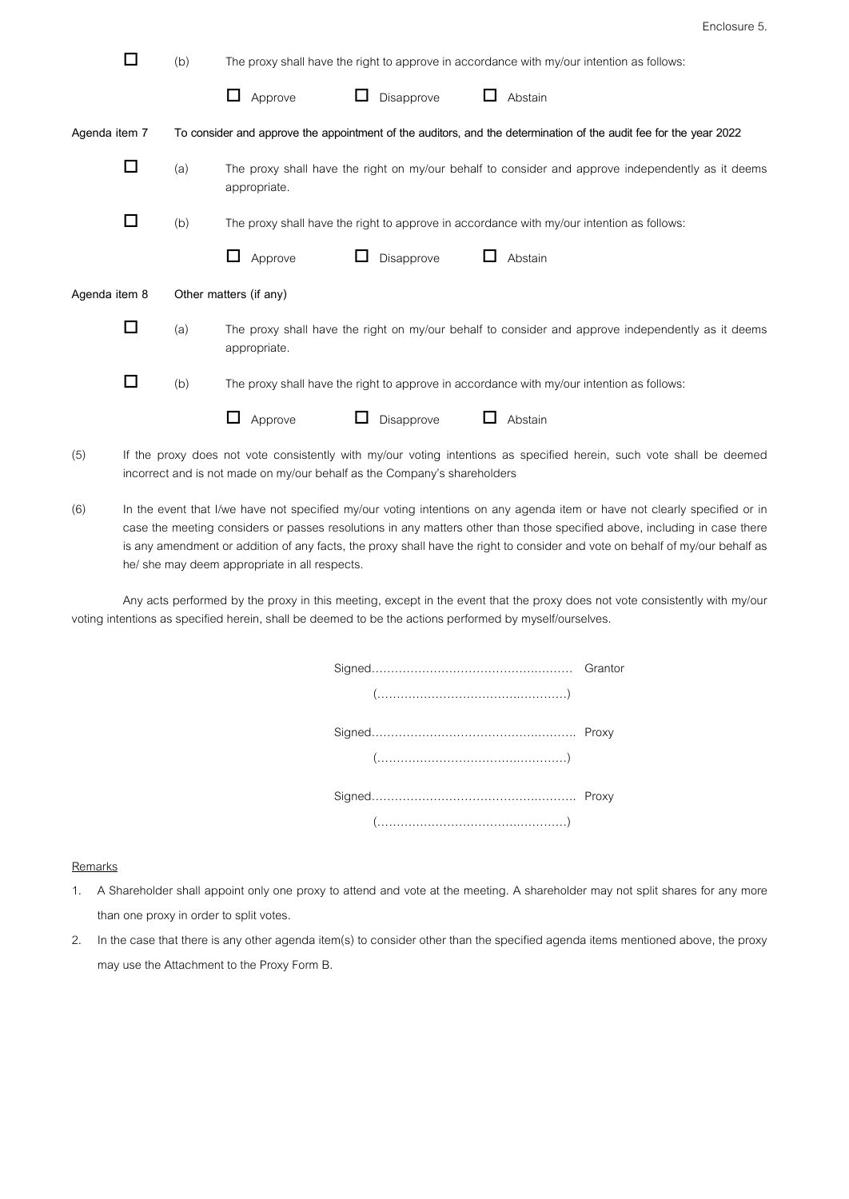☐ (b) The proxy shall have the right to approve in accordance with my/our intention as follows:

☐ Approve ☐ Disapprove ☐ Abstain

**Agenda item 7** **To consider and approve the appointment of the auditors, and the determination of the audit fee for the year 2022**

☐ (a) The proxy shall have the right on my/our behalf to consider and approve independently as it deems appropriate.

☐ (b) The proxy shall have the right to approve in accordance with my/our intention as follows:

☐ Approve ☐ Disapprove ☐ Abstain

**Agenda item 8** Other matters (if any)

☐ (a) The proxy shall have the right on my/our behalf to consider and approve independently as it deems appropriate.

☐ (b) The proxy shall have the right to approve in accordance with my/our intention as follows:

☐ Approve ☐ Disapprove ☐ Abstain

(5) If the proxy does not vote consistently with my/our voting intentions as specified herein, such vote shall be deemed incorrect and is not made on my/our behalf as the Company's shareholders

(6) In the event that I/we have not specified my/our voting intentions on any agenda item or have not clearly specified or in case the meeting considers or passes resolutions in any matters other than those specified above, including in case there is any amendment or addition of any facts, the proxy shall have the right to consider and vote on behalf of my/our behalf as he/ she may deem appropriate in all respects.

Any acts performed by the proxy in this meeting, except in the event that the proxy does not vote consistently with my/our voting intentions as specified herein, shall be deemed to be the actions performed by myself/ourselves.

Signed…………………………………………… Grantor
(…………………………………………)

Signed…………………………………………… Proxy
(…………………………………………)

Signed…………………………………………… Proxy
(…………………………………………)

Remarks

1. A Shareholder shall appoint only one proxy to attend and vote at the meeting. A shareholder may not split shares for any more than one proxy in order to split votes.
2. In the case that there is any other agenda item(s) to consider other than the specified agenda items mentioned above, the proxy may use the Attachment to the Proxy Form B.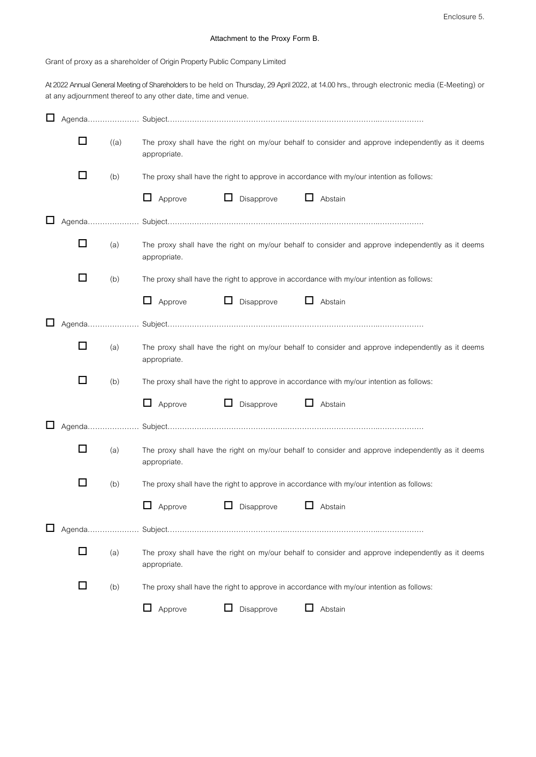Enclosure 5.

**Attachment to the Proxy Form B.**

Grant of proxy as a shareholder of Origin Property Public Company Limited

At 2022 Annual General Meeting of Shareholders to be held on Thursday, 29 April 2022, at 14.00 hrs., through electronic media (E-Meeting) or at any adjournment thereof to any other date, time and venue.

☐ Agenda………………… Subject………………………………………………………………………………………

- ☐ ((a) The proxy shall have the right on my/our behalf to consider and approve independently as it deems appropriate.
- ☐ (b) The proxy shall have the right to approve in accordance with my/our intention as follows:

  ☐ Approve ☐ Disapprove ☐ Abstain

☐ Agenda………………… Subject………………………………………………………………………………………

- ☐ (a) The proxy shall have the right on my/our behalf to consider and approve independently as it deems appropriate.
- ☐ (b) The proxy shall have the right to approve in accordance with my/our intention as follows:

  ☐ Approve ☐ Disapprove ☐ Abstain

☐ Agenda………………… Subject………………………………………………………………………………………

- ☐ (a) The proxy shall have the right on my/our behalf to consider and approve independently as it deems appropriate.
- ☐ (b) The proxy shall have the right to approve in accordance with my/our intention as follows:

  ☐ Approve ☐ Disapprove ☐ Abstain

☐ Agenda………………… Subject………………………………………………………………………………………

- ☐ (a) The proxy shall have the right on my/our behalf to consider and approve independently as it deems appropriate.
- ☐ (b) The proxy shall have the right to approve in accordance with my/our intention as follows:

  ☐ Approve ☐ Disapprove ☐ Abstain

☐ Agenda………………… Subject………………………………………………………………………………………

- ☐ (a) The proxy shall have the right on my/our behalf to consider and approve independently as it deems appropriate.
- ☐ (b) The proxy shall have the right to approve in accordance with my/our intention as follows:

  ☐ Approve ☐ Disapprove ☐ Abstain